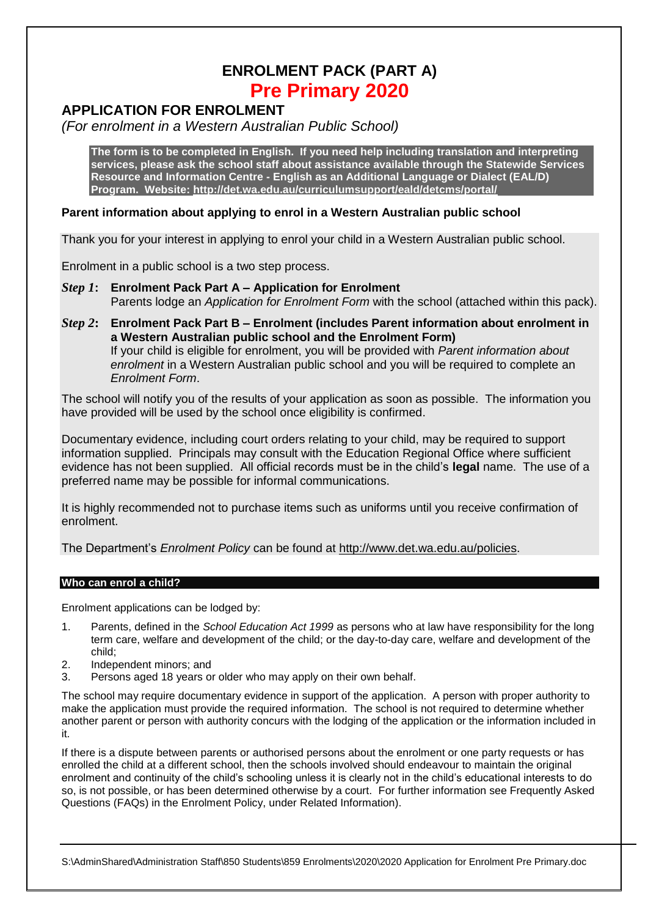# ENROLMENT PACK (PART A)

# Pre Primary 2020

## APPLICATION FOR ENROLMENT

*(For enrolment in a Western Australian Public School)*

**The form is to be completed in English. If you need help including translation and interpreting services, please ask the school staff about assistance available through the Statewide Services Resource and Information Centre - English as an Additional Language or Dialect (EAL/D) Program. Website: http://det.wa.edu.au/curriculumsupport/eald/detcms/portal/**

### Parent information about applying to enrol in a Western Australian public school

Thank you for your interest in applying to enrol your child in a Western Australian public school.

Enrolment in a public school is a two step process.

***Step 1*: Enrolment Pack Part A – Application for Enrolment**
Parents lodge an *Application for Enrolment Form* with the school (attached within this pack).

***Step 2*: Enrolment Pack Part B – Enrolment (includes Parent information about enrolment in a Western Australian public school and the Enrolment Form)**
If your child is eligible for enrolment, you will be provided with *Parent information about enrolment* in a Western Australian public school and you will be required to complete an *Enrolment Form*.

The school will notify you of the results of your application as soon as possible. The information you have provided will be used by the school once eligibility is confirmed.

Documentary evidence, including court orders relating to your child, may be required to support information supplied. Principals may consult with the Education Regional Office where sufficient evidence has not been supplied. All official records must be in the child's **legal** name. The use of a preferred name may be possible for informal communications.

It is highly recommended not to purchase items such as uniforms until you receive confirmation of enrolment.

The Department's *Enrolment Policy* can be found at http://www.det.wa.edu.au/policies.

#### Who can enrol a child?

Enrolment applications can be lodged by:

1. Parents, defined in the *School Education Act 1999* as persons who at law have responsibility for the long term care, welfare and development of the child; or the day-to-day care, welfare and development of the child;
2. Independent minors; and
3. Persons aged 18 years or older who may apply on their own behalf.

The school may require documentary evidence in support of the application. A person with proper authority to make the application must provide the required information. The school is not required to determine whether another parent or person with authority concurs with the lodging of the application or the information included in it.

If there is a dispute between parents or authorised persons about the enrolment or one party requests or has enrolled the child at a different school, then the schools involved should endeavour to maintain the original enrolment and continuity of the child's schooling unless it is clearly not in the child's educational interests to do so, is not possible, or has been determined otherwise by a court. For further information see Frequently Asked Questions (FAQs) in the Enrolment Policy, under Related Information).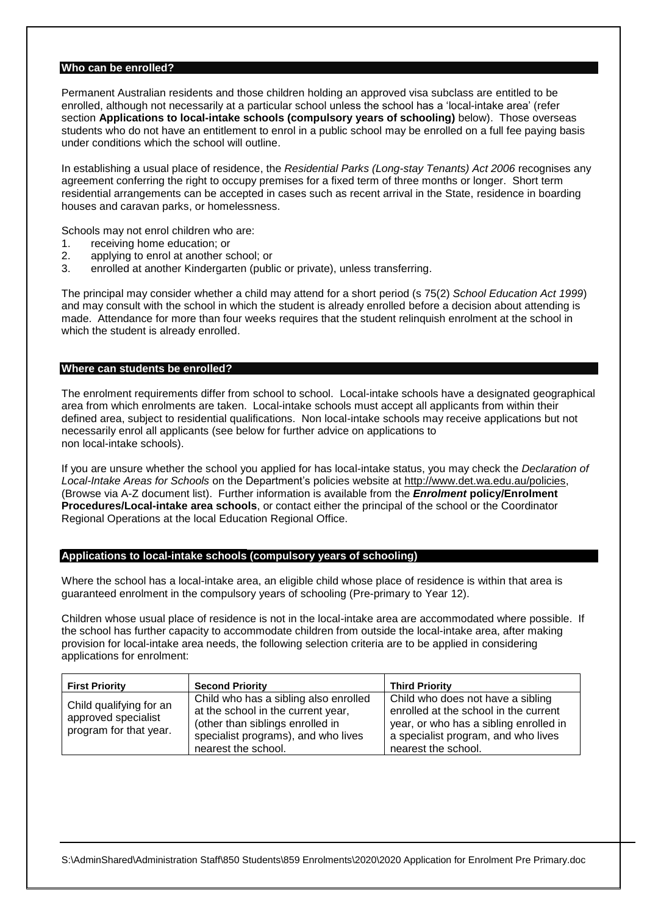## Who can be enrolled?

Permanent Australian residents and those children holding an approved visa subclass are entitled to be enrolled, although not necessarily at a particular school unless the school has a 'local-intake area' (refer section **Applications to local-intake schools (compulsory years of schooling)** below). Those overseas students who do not have an entitlement to enrol in a public school may be enrolled on a full fee paying basis under conditions which the school will outline.

In establishing a usual place of residence, the *Residential Parks (Long-stay Tenants) Act 2006* recognises any agreement conferring the right to occupy premises for a fixed term of three months or longer. Short term residential arrangements can be accepted in cases such as recent arrival in the State, residence in boarding houses and caravan parks, or homelessness.

Schools may not enrol children who are:

1. receiving home education; or
2. applying to enrol at another school; or
3. enrolled at another Kindergarten (public or private), unless transferring.

The principal may consider whether a child may attend for a short period (s 75(2) *School Education Act 1999*) and may consult with the school in which the student is already enrolled before a decision about attending is made. Attendance for more than four weeks requires that the student relinquish enrolment at the school in which the student is already enrolled.

## Where can students be enrolled?

The enrolment requirements differ from school to school. Local-intake schools have a designated geographical area from which enrolments are taken. Local-intake schools must accept all applicants from within their defined area, subject to residential qualifications. Non local-intake schools may receive applications but not necessarily enrol all applicants (see below for further advice on applications to non local-intake schools).

If you are unsure whether the school you applied for has local-intake status, you may check the *Declaration of Local-Intake Areas for Schools* on the Department's policies website at http://www.det.wa.edu.au/policies, (Browse via A-Z document list). Further information is available from the ***Enrolment*** **policy/Enrolment Procedures/Local-intake area schools**, or contact either the principal of the school or the Coordinator Regional Operations at the local Education Regional Office.

## Applications to local-intake schools (compulsory years of schooling)

Where the school has a local-intake area, an eligible child whose place of residence is within that area is guaranteed enrolment in the compulsory years of schooling (Pre-primary to Year 12).

Children whose usual place of residence is not in the local-intake area are accommodated where possible. If the school has further capacity to accommodate children from outside the local-intake area, after making provision for local-intake area needs, the following selection criteria are to be applied in considering applications for enrolment:

| First Priority | Second Priority | Third Priority |
|---|---|---|
| Child qualifying for an approved specialist program for that year. | Child who has a sibling also enrolled at the school in the current year, (other than siblings enrolled in specialist programs), and who lives nearest the school. | Child who does not have a sibling enrolled at the school in the current year, or who has a sibling enrolled in a specialist program, and who lives nearest the school. |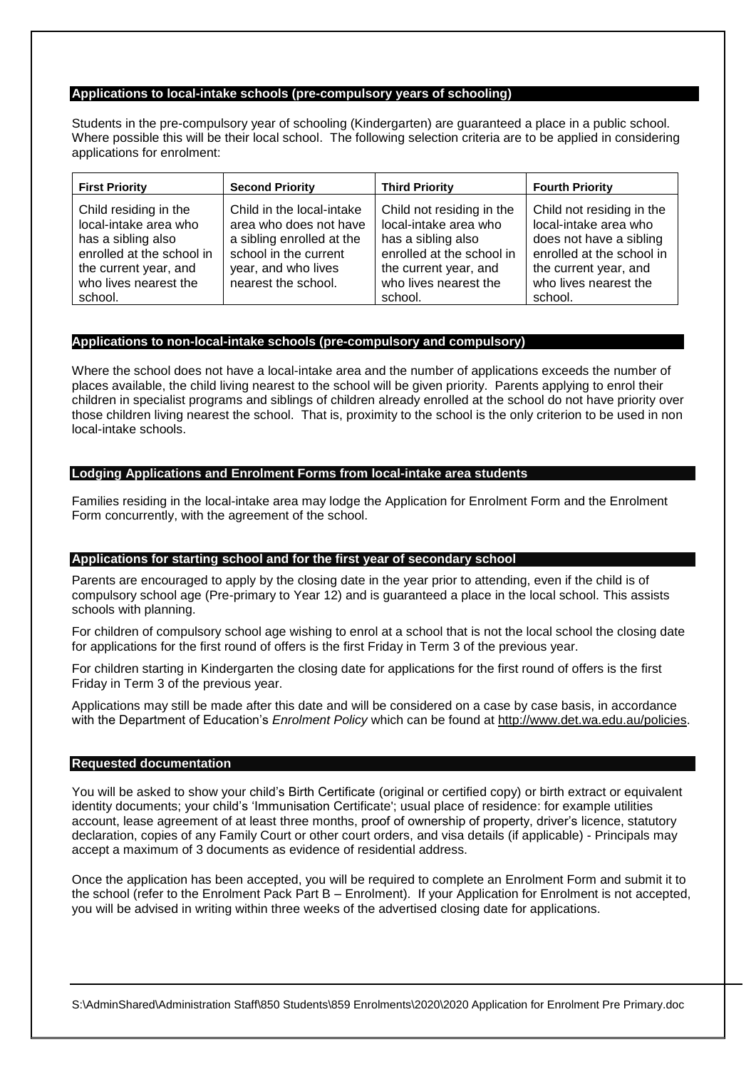## Applications to local-intake schools (pre-compulsory years of schooling)

Students in the pre-compulsory year of schooling (Kindergarten) are guaranteed a place in a public school. Where possible this will be their local school. The following selection criteria are to be applied in considering applications for enrolment:

| First Priority | Second Priority | Third Priority | Fourth Priority |
|---|---|---|---|
| Child residing in the local-intake area who has a sibling also enrolled at the school in the current year, and who lives nearest the school. | Child in the local-intake area who does not have a sibling enrolled at the school in the current year, and who lives nearest the school. | Child not residing in the local-intake area who has a sibling also enrolled at the school in the current year, and who lives nearest the school. | Child not residing in the local-intake area who does not have a sibling enrolled at the school in the current year, and who lives nearest the school. |

## Applications to non-local-intake schools (pre-compulsory and compulsory)

Where the school does not have a local-intake area and the number of applications exceeds the number of places available, the child living nearest to the school will be given priority. Parents applying to enrol their children in specialist programs and siblings of children already enrolled at the school do not have priority over those children living nearest the school. That is, proximity to the school is the only criterion to be used in non local-intake schools.

## Lodging Applications and Enrolment Forms from local-intake area students

Families residing in the local-intake area may lodge the Application for Enrolment Form and the Enrolment Form concurrently, with the agreement of the school.

## Applications for starting school and for the first year of secondary school

Parents are encouraged to apply by the closing date in the year prior to attending, even if the child is of compulsory school age (Pre-primary to Year 12) and is guaranteed a place in the local school. This assists schools with planning.

For children of compulsory school age wishing to enrol at a school that is not the local school the closing date for applications for the first round of offers is the first Friday in Term 3 of the previous year.

For children starting in Kindergarten the closing date for applications for the first round of offers is the first Friday in Term 3 of the previous year.

Applications may still be made after this date and will be considered on a case by case basis, in accordance with the Department of Education's *Enrolment Policy* which can be found at http://www.det.wa.edu.au/policies.

## Requested documentation

You will be asked to show your child's Birth Certificate (original or certified copy) or birth extract or equivalent identity documents; your child's 'Immunisation Certificate'; usual place of residence: for example utilities account, lease agreement of at least three months, proof of ownership of property, driver's licence, statutory declaration, copies of any Family Court or other court orders, and visa details (if applicable) - Principals may accept a maximum of 3 documents as evidence of residential address.

Once the application has been accepted, you will be required to complete an Enrolment Form and submit it to the school (refer to the Enrolment Pack Part B – Enrolment). If your Application for Enrolment is not accepted, you will be advised in writing within three weeks of the advertised closing date for applications.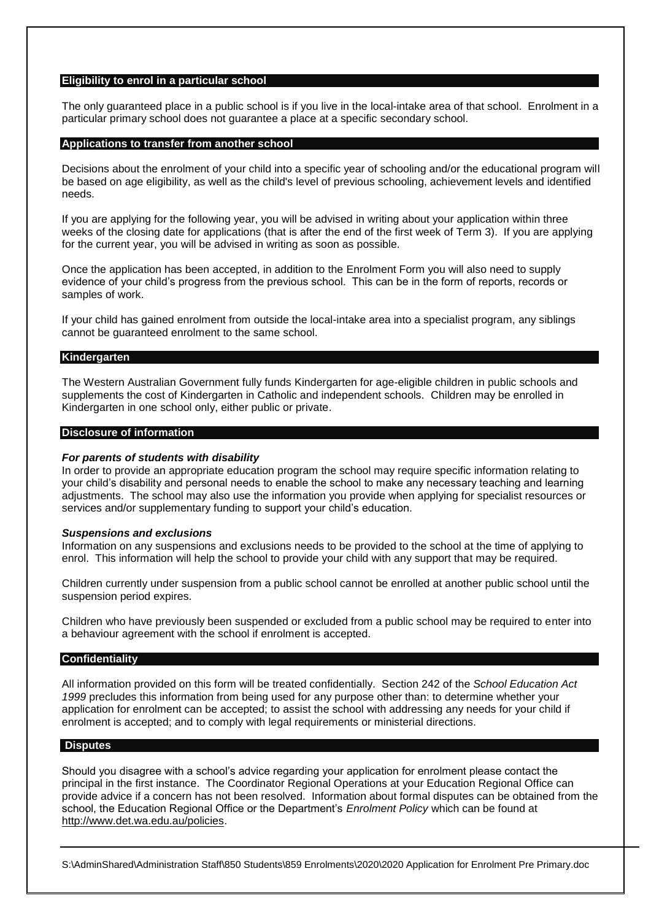## Eligibility to enrol in a particular school

The only guaranteed place in a public school is if you live in the local-intake area of that school. Enrolment in a particular primary school does not guarantee a place at a specific secondary school.

## Applications to transfer from another school

Decisions about the enrolment of your child into a specific year of schooling and/or the educational program will be based on age eligibility, as well as the child's level of previous schooling, achievement levels and identified needs.

If you are applying for the following year, you will be advised in writing about your application within three weeks of the closing date for applications (that is after the end of the first week of Term 3). If you are applying for the current year, you will be advised in writing as soon as possible.

Once the application has been accepted, in addition to the Enrolment Form you will also need to supply evidence of your child's progress from the previous school. This can be in the form of reports, records or samples of work.

If your child has gained enrolment from outside the local-intake area into a specialist program, any siblings cannot be guaranteed enrolment to the same school.

## Kindergarten

The Western Australian Government fully funds Kindergarten for age-eligible children in public schools and supplements the cost of Kindergarten in Catholic and independent schools. Children may be enrolled in Kindergarten in one school only, either public or private.

## Disclosure of information

***For parents of students with disability***

In order to provide an appropriate education program the school may require specific information relating to your child's disability and personal needs to enable the school to make any necessary teaching and learning adjustments. The school may also use the information you provide when applying for specialist resources or services and/or supplementary funding to support your child's education.

***Suspensions and exclusions***

Information on any suspensions and exclusions needs to be provided to the school at the time of applying to enrol. This information will help the school to provide your child with any support that may be required.

Children currently under suspension from a public school cannot be enrolled at another public school until the suspension period expires.

Children who have previously been suspended or excluded from a public school may be required to enter into a behaviour agreement with the school if enrolment is accepted.

## Confidentiality

All information provided on this form will be treated confidentially. Section 242 of the *School Education Act 1999* precludes this information from being used for any purpose other than: to determine whether your application for enrolment can be accepted; to assist the school with addressing any needs for your child if enrolment is accepted; and to comply with legal requirements or ministerial directions.

## Disputes

Should you disagree with a school's advice regarding your application for enrolment please contact the principal in the first instance. The Coordinator Regional Operations at your Education Regional Office can provide advice if a concern has not been resolved. Information about formal disputes can be obtained from the school, the Education Regional Office or the Department's *Enrolment Policy* which can be found at http://www.det.wa.edu.au/policies.

S:\AdminShared\Administration Staff\850 Students\859 Enrolments\2020\2020 Application for Enrolment Pre Primary.doc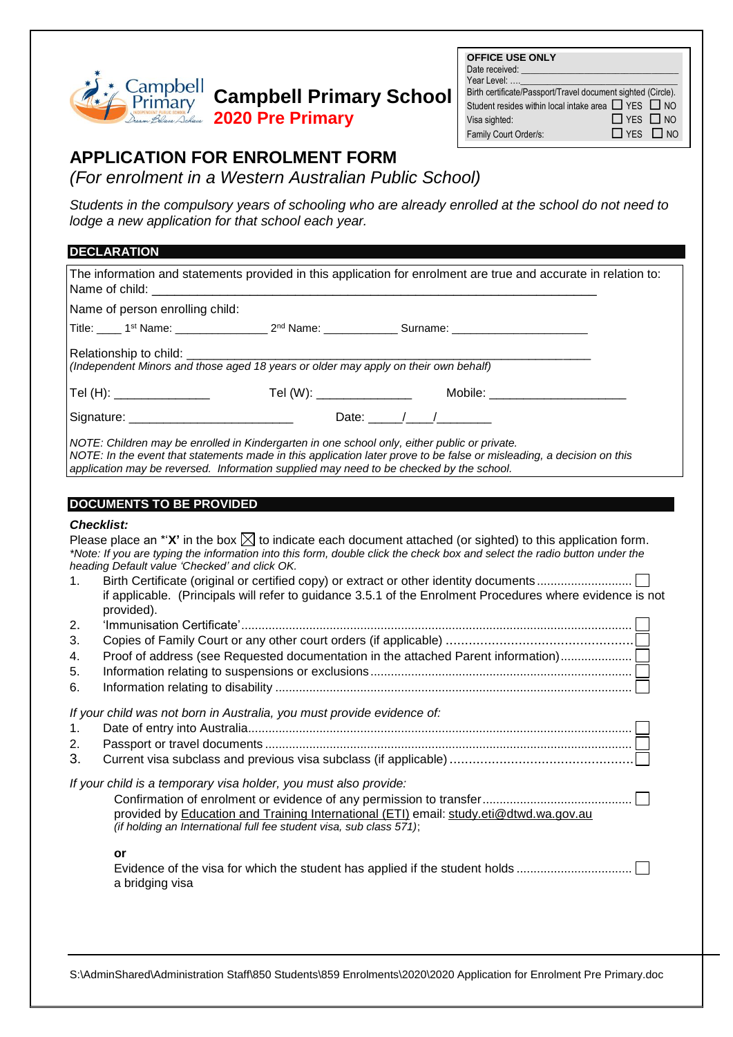Campbell Primary

**Campbell Primary School**

**2020 Pre Primary**

| OFFICE USE ONLY | |
|---|---|
| Date received: ________________________________ | |
| Year Level: ....________________________________ | |
| Birth certificate/Passport/Travel document sighted (Circle). | |
| Student resides within local intake area | ☐ YES ☐ NO |
| Visa sighted: | ☐ YES ☐ NO |
| Family Court Order/s: | ☐ YES ☐ NO |

# APPLICATION FOR ENROLMENT FORM

*(For enrolment in a Western Australian Public School)*

*Students in the compulsory years of schooling who are already enrolled at the school do not need to lodge a new application for that school each year.*

## DECLARATION

The information and statements provided in this application for enrolment are true and accurate in relation to:
Name of child: ___________________________________________________________________

Name of person enrolling child:

Title: ____ 1st Name: _______________ 2nd Name: ____________ Surname: _____________________

Relationship to child: ____________________________________________________________
*(Independent Minors and those aged 18 years or older may apply on their own behalf)*

Tel (H): ______________ Tel (W): ______________ Mobile: ____________________

Signature: ________________________ Date: _____/____/________

*NOTE: Children may be enrolled in Kindergarten in one school only, either public or private.*
*NOTE: In the event that statements made in this application later prove to be false or misleading, a decision on this application may be reversed. Information supplied may need to be checked by the school.*

## DOCUMENTS TO BE PROVIDED

***Checklist:***

Please place an *'**X'** in the box ☒ to indicate each document attached (or sighted) to this application form.
*\*Note: If you are typing the information into this form, double click the check box and select the radio button under the heading Default value 'Checked' and click OK.*

1. Birth Certificate (original or certified copy) or extract or other identity documents ........................... ☐
   if applicable. (Principals will refer to guidance 3.5.1 of the Enrolment Procedures where evidence is not provided).
2. 'Immunisation Certificate'.................................................................................................. ☐
3. Copies of Family Court or any other court orders (if applicable) ................................................ ☐
4. Proof of address (see Requested documentation in the attached Parent information)..................... ☐
5. Information relating to suspensions or exclusions............................................................................ ☐
6. Information relating to disability ........................................................................................................ ☐

*If your child was not born in Australia, you must provide evidence of:*

1. Date of entry into Australia................................................................................................................ ☐
2. Passport or travel documents ........................................................................................................... ☐
3. Current visa subclass and previous visa subclass (if applicable) ................................................ ☐

*If your child is a temporary visa holder, you must also provide:*

Confirmation of enrolment or evidence of any permission to transfer........................................... ☐
provided by Education and Training International (ETI) email: study.eti@dtwd.wa.gov.au
*(if holding an International full fee student visa, sub class 571)*;

**or**

Evidence of the visa for which the student has applied if the student holds ................................. ☐
a bridging visa

S:\AdminShared\Administration Staff\850 Students\859 Enrolments\2020\2020 Application for Enrolment Pre Primary.doc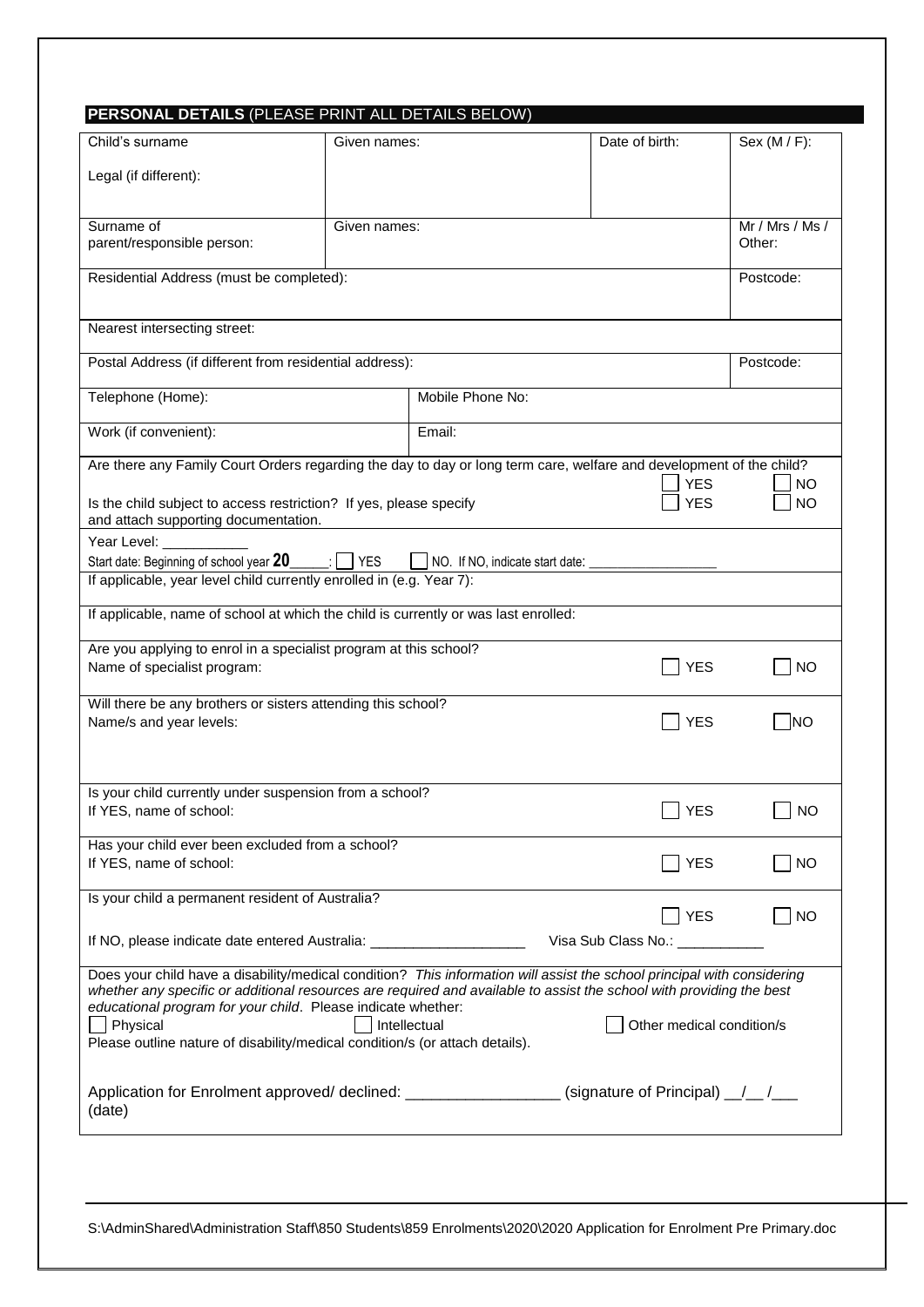## PERSONAL DETAILS (PLEASE PRINT ALL DETAILS BELOW)

| | | | |
|---|---|---|---|
| Child's surname<br><br>Legal (if different): | Given names: | Date of birth: | Sex (M / F): |
| Surname of parent/responsible person: | Given names: | | Mr / Mrs / Ms / Other: |
| Residential Address (must be completed): | | | Postcode: |
| Nearest intersecting street: | | | |
| Postal Address (if different from residential address): | | | Postcode: |
| Telephone (Home): | Mobile Phone No: | | |
| Work (if convenient): | Email: | | |

Are there any Family Court Orders regarding the day to day or long term care, welfare and development of the child? ☐ YES ☐ NO

Is the child subject to access restriction? If yes, please specify and attach supporting documentation. ☐ YES ☐ NO

Year Level: ___________

Start date: Beginning of school year **20**______: ☐ YES ☐ NO. If NO, indicate start date: __________________

If applicable, year level child currently enrolled in (e.g. Year 7):

If applicable, name of school at which the child is currently or was last enrolled:

Are you applying to enrol in a specialist program at this school?
Name of specialist program: ☐ YES ☐ NO

Will there be any brothers or sisters attending this school?
Name/s and year levels: ☐ YES ☐ NO

Is your child currently under suspension from a school?
If YES, name of school: ☐ YES ☐ NO

Has your child ever been excluded from a school?
If YES, name of school: ☐ YES ☐ NO

Is your child a permanent resident of Australia? ☐ YES ☐ NO

If NO, please indicate date entered Australia: ____________________ Visa Sub Class No.: ___________

Does your child have a disability/medical condition? *This information will assist the school principal with considering whether any specific or additional resources are required and available to assist the school with providing the best educational program for your child*. Please indicate whether:

☐ Physical ☐ Intellectual ☐ Other medical condition/s

Please outline nature of disability/medical condition/s (or attach details).

Application for Enrolment approved/ declined: __________________ (signature of Principal) __/__ /___ (date)

S:\AdminShared\Administration Staff\850 Students\859 Enrolments\2020\2020 Application for Enrolment Pre Primary.doc